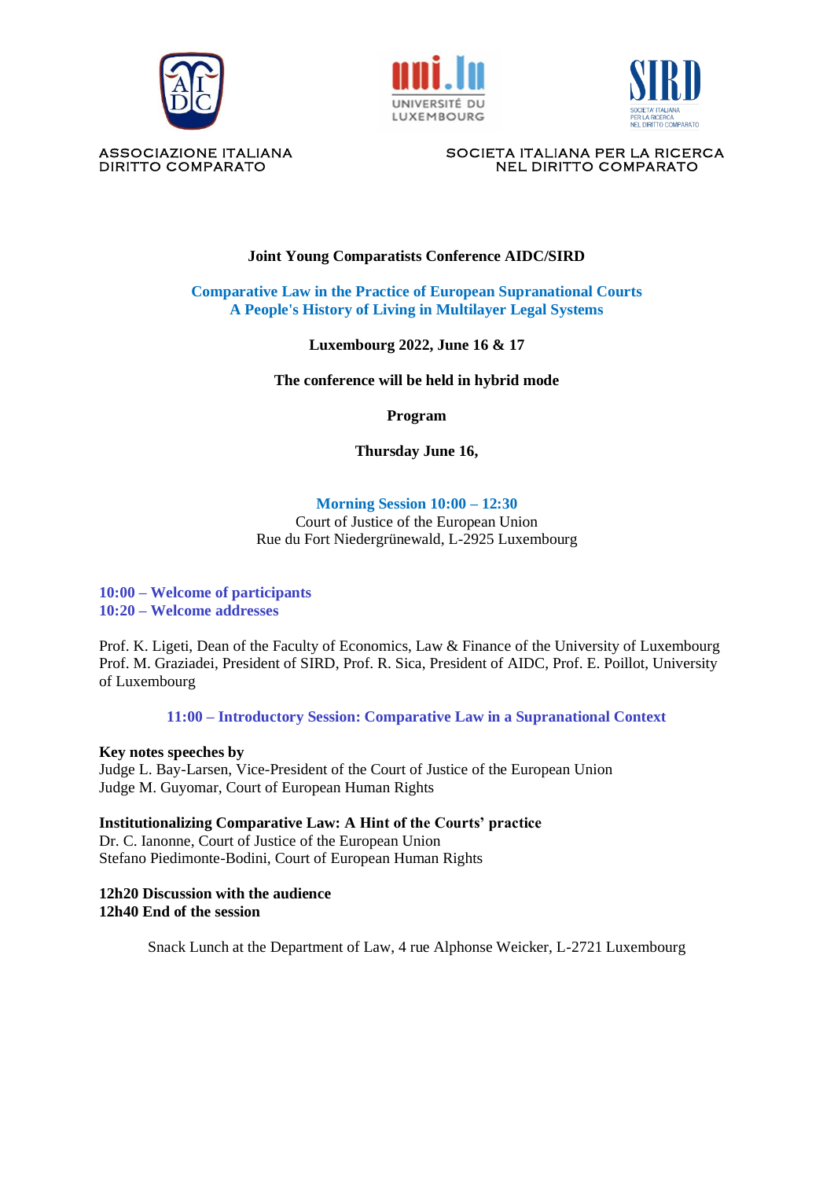ASSOCIAZIONE ITALIANA DIRITTO COMPARATO

SOCIETA ITALIANA PER LA RICERCA NEL DIRITTO COMPARATO

**Joint Young Comparatists Conference AIDC/SIRD**

# Comparative Law in the Practice of European Supranational Courts
## A People's History of Living in Multilayer Legal Systems

**Luxembourg 2022, June 16 & 17**

**The conference will be held in hybrid mode**

**Program**

**Thursday June 16,**

### Morning Session 10:00 – 12:30

Court of Justice of the European Union
Rue du Fort Niedergrünewald, L-2925 Luxembourg

**10:00 – Welcome of participants**
**10:20 – Welcome addresses**

Prof. K. Ligeti, Dean of the Faculty of Economics, Law & Finance of the University of Luxembourg
Prof. M. Graziadei, President of SIRD, Prof. R. Sica, President of AIDC, Prof. E. Poillot, University of Luxembourg

**11:00 – Introductory Session: Comparative Law in a Supranational Context**

**Key notes speeches by**
Judge L. Bay-Larsen, Vice-President of the Court of Justice of the European Union
Judge M. Guyomar, Court of European Human Rights

**Institutionalizing Comparative Law: A Hint of the Courts' practice**
Dr. C. Ianonne, Court of Justice of the European Union
Stefano Piedimonte-Bodini, Court of European Human Rights

**12h20 Discussion with the audience**
**12h40 End of the session**

Snack Lunch at the Department of Law, 4 rue Alphonse Weicker, L-2721 Luxembourg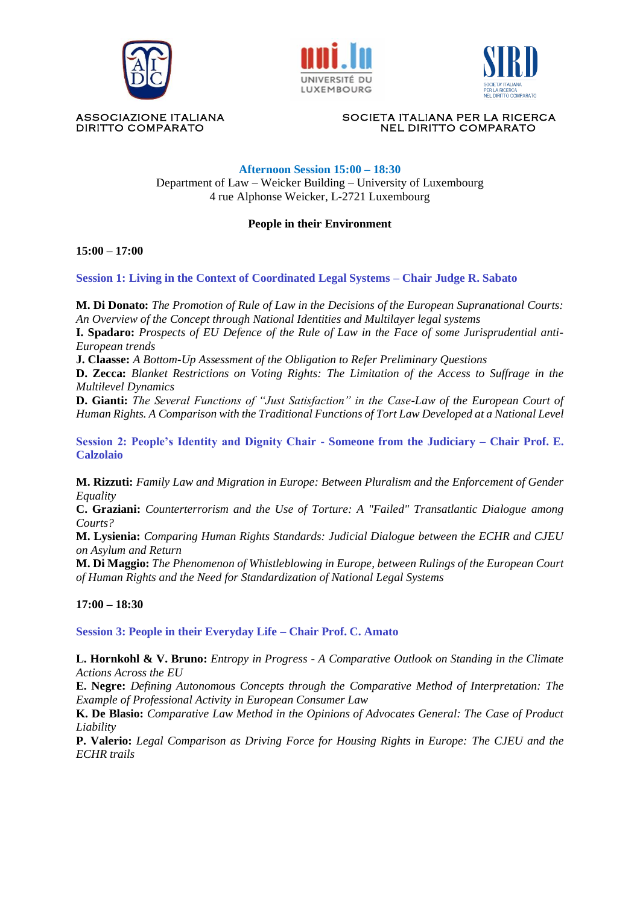ASSOCIAZIONE ITALIANA DIRITTO COMPARATO

UNIVERSITÉ DU LUXEMBOURG

SOCIETA ITALIANA PER LA RICERCA NEL DIRITTO COMPARATO

## Afternoon Session 15:00 – 18:30

Department of Law – Weicker Building – University of Luxembourg
4 rue Alphonse Weicker, L-2721 Luxembourg

**People in their Environment**

**15:00 – 17:00**

### Session 1: Living in the Context of Coordinated Legal Systems – Chair Judge R. Sabato

**M. Di Donato:** *The Promotion of Rule of Law in the Decisions of the European Supranational Courts: An Overview of the Concept through National Identities and Multilayer legal systems*
**I. Spadaro:** *Prospects of EU Defence of the Rule of Law in the Face of some Jurisprudential anti-European trends*
**J. Claasse:** *A Bottom-Up Assessment of the Obligation to Refer Preliminary Questions*
**D. Zecca:** *Blanket Restrictions on Voting Rights: The Limitation of the Access to Suffrage in the Multilevel Dynamics*
**D. Gianti:** *The Several Functions of "Just Satisfaction" in the Case-Law of the European Court of Human Rights. A Comparison with the Traditional Functions of Tort Law Developed at a National Level*

### Session 2: People's Identity and Dignity Chair - Someone from the Judiciary – Chair Prof. E. Calzolaio

**M. Rizzuti:** *Family Law and Migration in Europe: Between Pluralism and the Enforcement of Gender Equality*
**C. Graziani:** *Counterterrorism and the Use of Torture: A "Failed" Transatlantic Dialogue among Courts?*
**M. Lysienia:** *Comparing Human Rights Standards: Judicial Dialogue between the ECHR and CJEU on Asylum and Return*
**M. Di Maggio:** *The Phenomenon of Whistleblowing in Europe, between Rulings of the European Court of Human Rights and the Need for Standardization of National Legal Systems*

**17:00 – 18:30**

### Session 3: People in their Everyday Life – Chair Prof. C. Amato

**L. Hornkohl & V. Bruno:** *Entropy in Progress - A Comparative Outlook on Standing in the Climate Actions Across the EU*
**E. Negre:** *Defining Autonomous Concepts through the Comparative Method of Interpretation: The Example of Professional Activity in European Consumer Law*
**K. De Blasio:** *Comparative Law Method in the Opinions of Advocates General: The Case of Product Liability*
**P. Valerio:** *Legal Comparison as Driving Force for Housing Rights in Europe: The CJEU and the ECHR trails*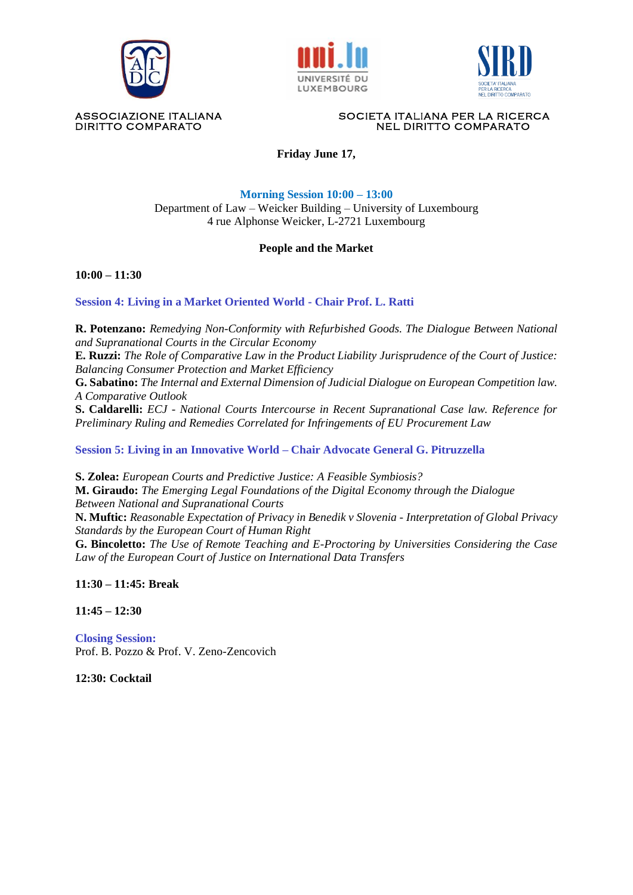ASSOCIAZIONE ITALIANA
DIRITTO COMPARATO

SOCIETA ITALIANA PER LA RICERCA
NEL DIRITTO COMPARATO

**Friday June 17,**

**Morning Session 10:00 – 13:00**
Department of Law – Weicker Building – University of Luxembourg
4 rue Alphonse Weicker, L-2721 Luxembourg

**People and the Market**

**10:00 – 11:30**

**Session 4: Living in a Market Oriented World - Chair Prof. L. Ratti**

**R. Potenzano:** *Remedying Non-Conformity with Refurbished Goods. The Dialogue Between National and Supranational Courts in the Circular Economy*
**E. Ruzzi:** *The Role of Comparative Law in the Product Liability Jurisprudence of the Court of Justice: Balancing Consumer Protection and Market Efficiency*
**G. Sabatino:** *The Internal and External Dimension of Judicial Dialogue on European Competition law. A Comparative Outlook*
**S. Caldarelli:** *ECJ - National Courts Intercourse in Recent Supranational Case law. Reference for Preliminary Ruling and Remedies Correlated for Infringements of EU Procurement Law*

**Session 5: Living in an Innovative World – Chair Advocate General G. Pitruzzella**

**S. Zolea:** *European Courts and Predictive Justice: A Feasible Symbiosis?*
**M. Giraudo:** *The Emerging Legal Foundations of the Digital Economy through the Dialogue Between National and Supranational Courts*
**N. Muftic:** *Reasonable Expectation of Privacy in Benedik v Slovenia - Interpretation of Global Privacy Standards by the European Court of Human Right*
**G. Bincoletto:** *The Use of Remote Teaching and E-Proctoring by Universities Considering the Case Law of the European Court of Justice on International Data Transfers*

**11:30 – 11:45: Break**

**11:45 – 12:30**

**Closing Session:**
Prof. B. Pozzo & Prof. V. Zeno-Zencovich

**12:30: Cocktail**